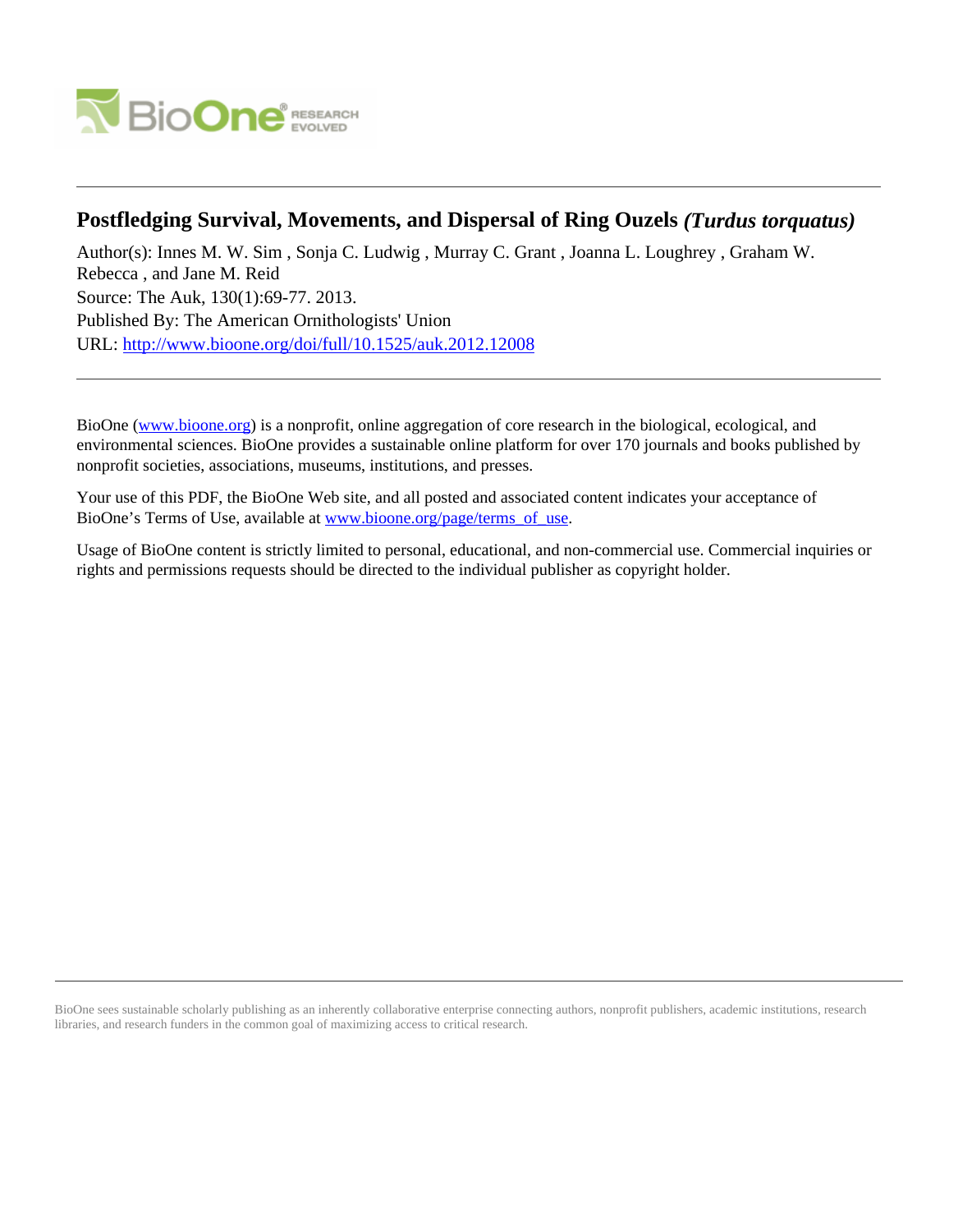# Postfledging Survival, Movements, and Dispersal of Ring Ouzels *(Turdus torquatus)*

Author(s): Innes M. W. Sim , Sonja C. Ludwig , Murray C. Grant , Joanna L. Loughrey , Graham W. Rebecca , and Jane M. Reid

Source: The Auk, 130(1):69-77. 2013.

Published By: The American Ornithologists' Union

URL: http://www.bioone.org/doi/full/10.1525/auk.2012.12008

---

BioOne (www.bioone.org) is a nonprofit, online aggregation of core research in the biological, ecological, and environmental sciences. BioOne provides a sustainable online platform for over 170 journals and books published by nonprofit societies, associations, museums, institutions, and presses.

Your use of this PDF, the BioOne Web site, and all posted and associated content indicates your acceptance of BioOne's Terms of Use, available at www.bioone.org/page/terms_of_use.

Usage of BioOne content is strictly limited to personal, educational, and non-commercial use. Commercial inquiries or rights and permissions requests should be directed to the individual publisher as copyright holder.

---

BioOne sees sustainable scholarly publishing as an inherently collaborative enterprise connecting authors, nonprofit publishers, academic institutions, research libraries, and research funders in the common goal of maximizing access to critical research.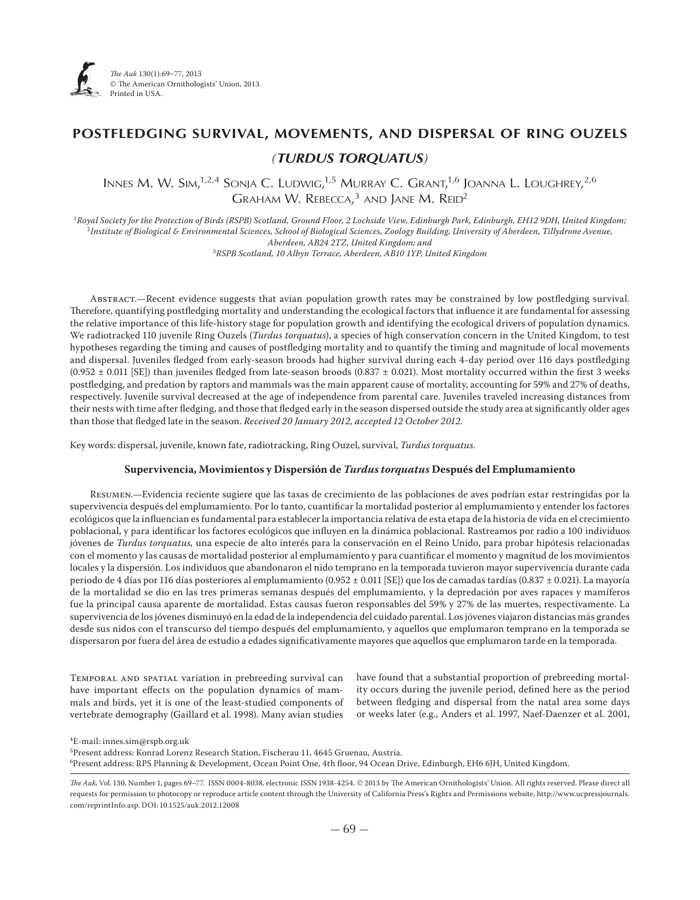# POSTFLEDGING SURVIVAL, MOVEMENTS, AND DISPERSAL OF RING OUZELS (*TURDUS TORQUATUS*)

Innes M. W. Sim,[1,2,4] Sonja C. Ludwig,[1,5] Murray C. Grant,[1,6] Joanna L. Loughrey,[2,6] Graham W. Rebecca,[3] and Jane M. Reid[2]

[1]*Royal Society for the Protection of Birds (RSPB) Scotland, Ground Floor, 2 Lochside View, Edinburgh Park, Edinburgh, EH12 9DH, United Kingdom;*
[2]*Institute of Biological & Environmental Sciences, School of Biological Sciences, Zoology Building, University of Aberdeen, Tillydrone Avenue, Aberdeen, AB24 2TZ, United Kingdom; and*
[3]*RSPB Scotland, 10 Albyn Terrace, Aberdeen, AB10 1YP, United Kingdom*

Abstract.—Recent evidence suggests that avian population growth rates may be constrained by low postfledging survival. Therefore, quantifying postfledging mortality and understanding the ecological factors that influence it are fundamental for assessing the relative importance of this life-history stage for population growth and identifying the ecological drivers of population dynamics. We radiotracked 110 juvenile Ring Ouzels (*Turdus torquatus*), a species of high conservation concern in the United Kingdom, to test hypotheses regarding the timing and causes of postfledging mortality and to quantify the timing and magnitude of local movements and dispersal. Juveniles fledged from early-season broods had higher survival during each 4-day period over 116 days postfledging (0.952 ± 0.011 [SE]) than juveniles fledged from late-season broods (0.837 ± 0.021). Most mortality occurred within the first 3 weeks postfledging, and predation by raptors and mammals was the main apparent cause of mortality, accounting for 59% and 27% of deaths, respectively. Juvenile survival decreased at the age of independence from parental care. Juveniles traveled increasing distances from their nests with time after fledging, and those that fledged early in the season dispersed outside the study area at significantly older ages than those that fledged late in the season. *Received 20 January 2012, accepted 12 October 2012.*

Key words: dispersal, juvenile, known fate, radiotracking, Ring Ouzel, survival, *Turdus torquatus*.

### Supervivencia, Movimientos y Dispersión de *Turdus torquatus* Después del Emplumamiento

Resumen.—Evidencia reciente sugiere que las tasas de crecimiento de las poblaciones de aves podrían estar restringidas por la supervivencia después del emplumamiento. Por lo tanto, cuantificar la mortalidad posterior al emplumamiento y entender los factores ecológicos que la influencian es fundamental para establecer la importancia relativa de esta etapa de la historia de vida en el crecimiento poblacional, y para identificar los factores ecológicos que influyen en la dinámica poblacional. Rastreamos por radio a 100 individuos jóvenes de *Turdus torquatus,* una especie de alto interés para la conservación en el Reino Unido, para probar hipótesis relacionadas con el momento y las causas de mortalidad posterior al emplumamiento y para cuantificar el momento y magnitud de los movimientos locales y la dispersión. Los individuos que abandonaron el nido temprano en la temporada tuvieron mayor supervivencia durante cada periodo de 4 días por 116 días posteriores al emplumamiento (0.952 ± 0.011 [SE]) que los de camadas tardías (0.837 ± 0.021). La mayoría de la mortalidad se dio en las tres primeras semanas después del emplumamiento, y la depredación por aves rapaces y mamíferos fue la principal causa aparente de mortalidad. Estas causas fueron responsables del 59% y 27% de las muertes, respectivamente. La supervivencia de los jóvenes disminuyó en la edad de la independencia del cuidado parental. Los jóvenes viajaron distancias más grandes desde sus nidos con el transcurso del tiempo después del emplumamiento, y aquellos que emplumaron temprano en la temporada se dispersaron por fuera del área de estudio a edades significativamente mayores que aquellos que emplumaron tarde en la temporada.

Temporal and spatial variation in prebreeding survival can have important effects on the population dynamics of mammals and birds, yet it is one of the least-studied components of vertebrate demography (Gaillard et al. 1998). Many avian studies have found that a substantial proportion of prebreeding mortality occurs during the juvenile period, defined here as the period between fledging and dispersal from the natal area some days or weeks later (e.g., Anders et al. 1997, Naef-Daenzer et al. 2001,

[4]E-mail: innes.sim@rspb.org.uk
[5]Present address: Konrad Lorenz Research Station, Fischerau 11, 4645 Gruenau, Austria.
[6]Present address: RPS Planning & Development, Ocean Point One, 4th floor, 94 Ocean Drive, Edinburgh, EH6 6JH, United Kingdom.

*The Auk*, Vol. 130, Number 1, pages 69–77. ISSN 0004-8038, electronic ISSN 1938-4254. © 2013 by The American Ornithologists' Union. All rights reserved. Please direct all requests for permission to photocopy or reproduce article content through the University of California Press's Rights and Permissions website, http://www.ucpressjournals.com/reprintInfo.asp. DOI: 10.1525/auk.2012.12008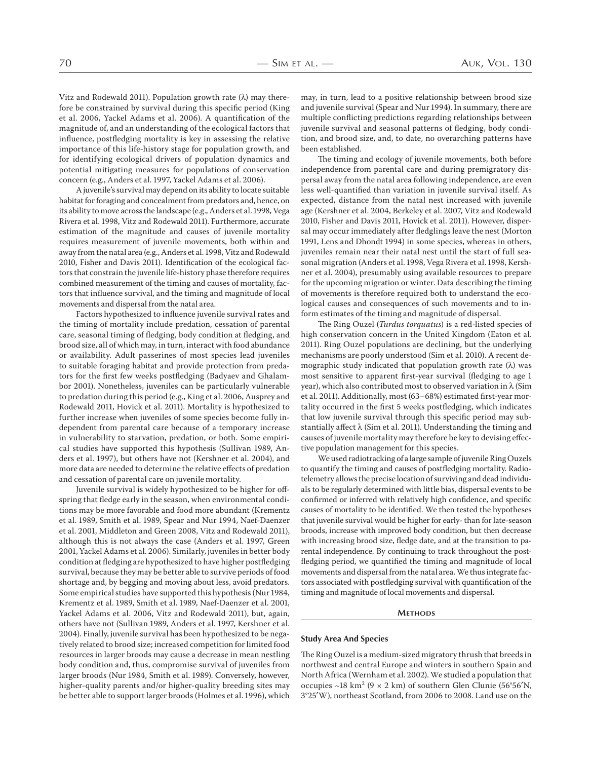Vitz and Rodewald 2011). Population growth rate (λ) may therefore be constrained by survival during this specific period (King et al. 2006, Yackel Adams et al. 2006). A quantification of the magnitude of, and an understanding of the ecological factors that influence, postfledging mortality is key in assessing the relative importance of this life-history stage for population growth, and for identifying ecological drivers of population dynamics and potential mitigating measures for populations of conservation concern (e.g., Anders et al. 1997, Yackel Adams et al. 2006).

A juvenile's survival may depend on its ability to locate suitable habitat for foraging and concealment from predators and, hence, on its ability to move across the landscape (e.g., Anders et al. 1998, Vega Rivera et al. 1998, Vitz and Rodewald 2011). Furthermore, accurate estimation of the magnitude and causes of juvenile mortality requires measurement of juvenile movements, both within and away from the natal area (e.g., Anders et al. 1998, Vitz and Rodewald 2010, Fisher and Davis 2011). Identification of the ecological factors that constrain the juvenile life-history phase therefore requires combined measurement of the timing and causes of mortality, factors that influence survival, and the timing and magnitude of local movements and dispersal from the natal area.

Factors hypothesized to influence juvenile survival rates and the timing of mortality include predation, cessation of parental care, seasonal timing of fledging, body condition at fledging, and brood size, all of which may, in turn, interact with food abundance or availability. Adult passerines of most species lead juveniles to suitable foraging habitat and provide protection from predators for the first few weeks postfledging (Badyaev and Ghalambor 2001). Nonetheless, juveniles can be particularly vulnerable to predation during this period (e.g., King et al. 2006, Ausprey and Rodewald 2011, Hovick et al. 2011). Mortality is hypothesized to further increase when juveniles of some species become fully independent from parental care because of a temporary increase in vulnerability to starvation, predation, or both. Some empirical studies have supported this hypothesis (Sullivan 1989, Anders et al. 1997), but others have not (Kershner et al. 2004), and more data are needed to determine the relative effects of predation and cessation of parental care on juvenile mortality.

Juvenile survival is widely hypothesized to be higher for offspring that fledge early in the season, when environmental conditions may be more favorable and food more abundant (Krementz et al. 1989, Smith et al. 1989, Spear and Nur 1994, Naef-Daenzer et al. 2001, Middleton and Green 2008, Vitz and Rodewald 2011), although this is not always the case (Anders et al. 1997, Green 2001, Yackel Adams et al. 2006). Similarly, juveniles in better body condition at fledging are hypothesized to have higher postfledging survival, because they may be better able to survive periods of food shortage and, by begging and moving about less, avoid predators. Some empirical studies have supported this hypothesis (Nur 1984, Krementz et al. 1989, Smith et al. 1989, Naef-Daenzer et al. 2001, Yackel Adams et al. 2006, Vitz and Rodewald 2011), but, again, others have not (Sullivan 1989, Anders et al. 1997, Kershner et al. 2004). Finally, juvenile survival has been hypothesized to be negatively related to brood size; increased competition for limited food resources in larger broods may cause a decrease in mean nestling body condition and, thus, compromise survival of juveniles from larger broods (Nur 1984, Smith et al. 1989). Conversely, however, higher-quality parents and/or higher-quality breeding sites may be better able to support larger broods (Holmes et al. 1996), which may, in turn, lead to a positive relationship between brood size and juvenile survival (Spear and Nur 1994). In summary, there are multiple conflicting predictions regarding relationships between juvenile survival and seasonal patterns of fledging, body condition, and brood size, and, to date, no overarching patterns have been established.

The timing and ecology of juvenile movements, both before independence from parental care and during premigratory dispersal away from the natal area following independence, are even less well-quantified than variation in juvenile survival itself. As expected, distance from the natal nest increased with juvenile age (Kershner et al. 2004, Berkeley et al. 2007, Vitz and Rodewald 2010, Fisher and Davis 2011, Hovick et al. 2011). However, dispersal may occur immediately after fledglings leave the nest (Morton 1991, Lens and Dhondt 1994) in some species, whereas in others, juveniles remain near their natal nest until the start of full seasonal migration (Anders et al. 1998, Vega Rivera et al. 1998, Kershner et al. 2004), presumably using available resources to prepare for the upcoming migration or winter. Data describing the timing of movements is therefore required both to understand the ecological causes and consequences of such movements and to inform estimates of the timing and magnitude of dispersal.

The Ring Ouzel (*Turdus torquatus*) is a red-listed species of high conservation concern in the United Kingdom (Eaton et al. 2011). Ring Ouzel populations are declining, but the underlying mechanisms are poorly understood (Sim et al. 2010). A recent demographic study indicated that population growth rate (λ) was most sensitive to apparent first-year survival (fledging to age 1 year), which also contributed most to observed variation in λ (Sim et al. 2011). Additionally, most (63–68%) estimated first-year mortality occurred in the first 5 weeks postfledging, which indicates that low juvenile survival through this specific period may substantially affect λ (Sim et al. 2011). Understanding the timing and causes of juvenile mortality may therefore be key to devising effective population management for this species.

We used radiotracking of a large sample of juvenile Ring Ouzels to quantify the timing and causes of postfledging mortality. Radiotelemetry allows the precise location of surviving and dead individuals to be regularly determined with little bias, dispersal events to be confirmed or inferred with relatively high confidence, and specific causes of mortality to be identified. We then tested the hypotheses that juvenile survival would be higher for early- than for late-season broods, increase with improved body condition, but then decrease with increasing brood size, fledge date, and at the transition to parental independence. By continuing to track throughout the postfledging period, we quantified the timing and magnitude of local movements and dispersal from the natal area. We thus integrate factors associated with postfledging survival with quantification of the timing and magnitude of local movements and dispersal.

## Methods

### Study Area And Species

The Ring Ouzel is a medium-sized migratory thrush that breeds in northwest and central Europe and winters in southern Spain and North Africa (Wernham et al. 2002). We studied a population that occupies ~18 km$^2$ (9 × 2 km) of southern Glen Clunie (56°56′N, 3°25′W), northeast Scotland, from 2006 to 2008. Land use on the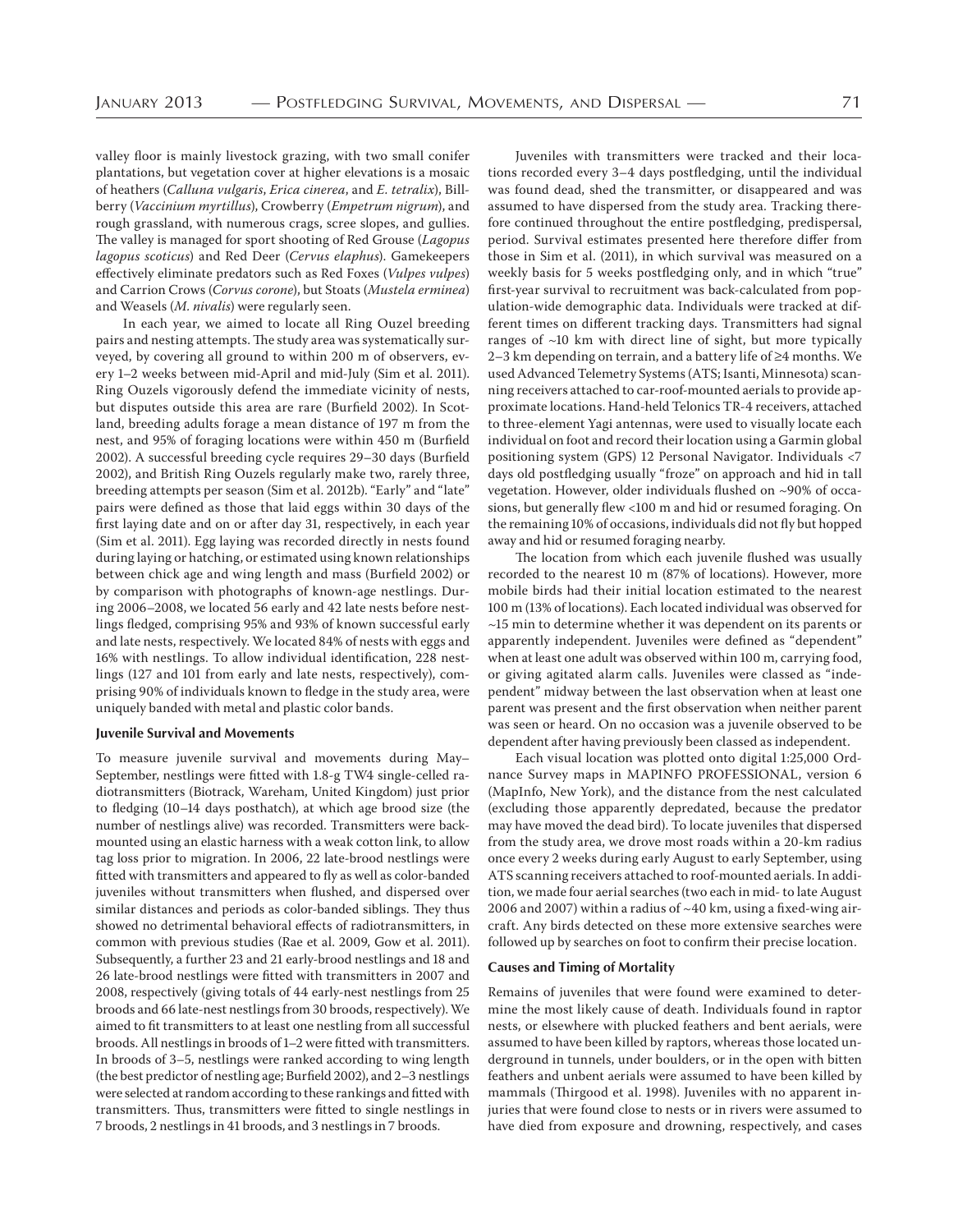valley floor is mainly livestock grazing, with two small conifer plantations, but vegetation cover at higher elevations is a mosaic of heathers (*Calluna vulgaris*, *Erica cinerea*, and *E. tetralix*), Bill-berry (*Vaccinium myrtillus*), Crowberry (*Empetrum nigrum*), and rough grassland, with numerous crags, scree slopes, and gullies. The valley is managed for sport shooting of Red Grouse (*Lagopus lagopus scoticus*) and Red Deer (*Cervus elaphus*). Gamekeepers effectively eliminate predators such as Red Foxes (*Vulpes vulpes*) and Carrion Crows (*Corvus corone*), but Stoats (*Mustela erminea*) and Weasels (*M. nivalis*) were regularly seen.

In each year, we aimed to locate all Ring Ouzel breeding pairs and nesting attempts. The study area was systematically surveyed, by covering all ground to within 200 m of observers, every 1–2 weeks between mid-April and mid-July (Sim et al. 2011). Ring Ouzels vigorously defend the immediate vicinity of nests, but disputes outside this area are rare (Burfield 2002). In Scotland, breeding adults forage a mean distance of 197 m from the nest, and 95% of foraging locations were within 450 m (Burfield 2002). A successful breeding cycle requires 29–30 days (Burfield 2002), and British Ring Ouzels regularly make two, rarely three, breeding attempts per season (Sim et al. 2012b). "Early" and "late" pairs were defined as those that laid eggs within 30 days of the first laying date and on or after day 31, respectively, in each year (Sim et al. 2011). Egg laying was recorded directly in nests found during laying or hatching, or estimated using known relationships between chick age and wing length and mass (Burfield 2002) or by comparison with photographs of known-age nestlings. During 2006–2008, we located 56 early and 42 late nests before nestlings fledged, comprising 95% and 93% of known successful early and late nests, respectively. We located 84% of nests with eggs and 16% with nestlings. To allow individual identification, 228 nestlings (127 and 101 from early and late nests, respectively), comprising 90% of individuals known to fledge in the study area, were uniquely banded with metal and plastic color bands.

### Juvenile Survival and Movements

To measure juvenile survival and movements during May–September, nestlings were fitted with 1.8-g TW4 single-celled radiotransmitters (Biotrack, Wareham, United Kingdom) just prior to fledging (10–14 days posthatch), at which age brood size (the number of nestlings alive) was recorded. Transmitters were back-mounted using an elastic harness with a weak cotton link, to allow tag loss prior to migration. In 2006, 22 late-brood nestlings were fitted with transmitters and appeared to fly as well as color-banded juveniles without transmitters when flushed, and dispersed over similar distances and periods as color-banded siblings. They thus showed no detrimental behavioral effects of radiotransmitters, in common with previous studies (Rae et al. 2009, Gow et al. 2011). Subsequently, a further 23 and 21 early-brood nestlings and 18 and 26 late-brood nestlings were fitted with transmitters in 2007 and 2008, respectively (giving totals of 44 early-nest nestlings from 25 broods and 66 late-nest nestlings from 30 broods, respectively). We aimed to fit transmitters to at least one nestling from all successful broods. All nestlings in broods of 1–2 were fitted with transmitters. In broods of 3–5, nestlings were ranked according to wing length (the best predictor of nestling age; Burfield 2002), and 2–3 nestlings were selected at random according to these rankings and fitted with transmitters. Thus, transmitters were fitted to single nestlings in 7 broods, 2 nestlings in 41 broods, and 3 nestlings in 7 broods.

Juveniles with transmitters were tracked and their locations recorded every 3–4 days postfledging, until the individual was found dead, shed the transmitter, or disappeared and was assumed to have dispersed from the study area. Tracking therefore continued throughout the entire postfledging, predispersal, period. Survival estimates presented here therefore differ from those in Sim et al. (2011), in which survival was measured on a weekly basis for 5 weeks postfledging only, and in which "true" first-year survival to recruitment was back-calculated from population-wide demographic data. Individuals were tracked at different times on different tracking days. Transmitters had signal ranges of ~10 km with direct line of sight, but more typically 2–3 km depending on terrain, and a battery life of ≥4 months. We used Advanced Telemetry Systems (ATS; Isanti, Minnesota) scanning receivers attached to car-roof-mounted aerials to provide approximate locations. Hand-held Telonics TR-4 receivers, attached to three-element Yagi antennas, were used to visually locate each individual on foot and record their location using a Garmin global positioning system (GPS) 12 Personal Navigator. Individuals <7 days old postfledging usually "froze" on approach and hid in tall vegetation. However, older individuals flushed on ~90% of occasions, but generally flew <100 m and hid or resumed foraging. On the remaining 10% of occasions, individuals did not fly but hopped away and hid or resumed foraging nearby.

The location from which each juvenile flushed was usually recorded to the nearest 10 m (87% of locations). However, more mobile birds had their initial location estimated to the nearest 100 m (13% of locations). Each located individual was observed for ~15 min to determine whether it was dependent on its parents or apparently independent. Juveniles were defined as "dependent" when at least one adult was observed within 100 m, carrying food, or giving agitated alarm calls. Juveniles were classed as "independent" midway between the last observation when at least one parent was present and the first observation when neither parent was seen or heard. On no occasion was a juvenile observed to be dependent after having previously been classed as independent.

Each visual location was plotted onto digital 1:25,000 Ordnance Survey maps in MAPINFO PROFESSIONAL, version 6 (MapInfo, New York), and the distance from the nest calculated (excluding those apparently depredated, because the predator may have moved the dead bird). To locate juveniles that dispersed from the study area, we drove most roads within a 20-km radius once every 2 weeks during early August to early September, using ATS scanning receivers attached to roof-mounted aerials. In addition, we made four aerial searches (two each in mid- to late August 2006 and 2007) within a radius of ~40 km, using a fixed-wing aircraft. Any birds detected on these more extensive searches were followed up by searches on foot to confirm their precise location.

### Causes and Timing of Mortality

Remains of juveniles that were found were examined to determine the most likely cause of death. Individuals found in raptor nests, or elsewhere with plucked feathers and bent aerials, were assumed to have been killed by raptors, whereas those located underground in tunnels, under boulders, or in the open with bitten feathers and unbent aerials were assumed to have been killed by mammals (Thirgood et al. 1998). Juveniles with no apparent injuries that were found close to nests or in rivers were assumed to have died from exposure and drowning, respectively, and cases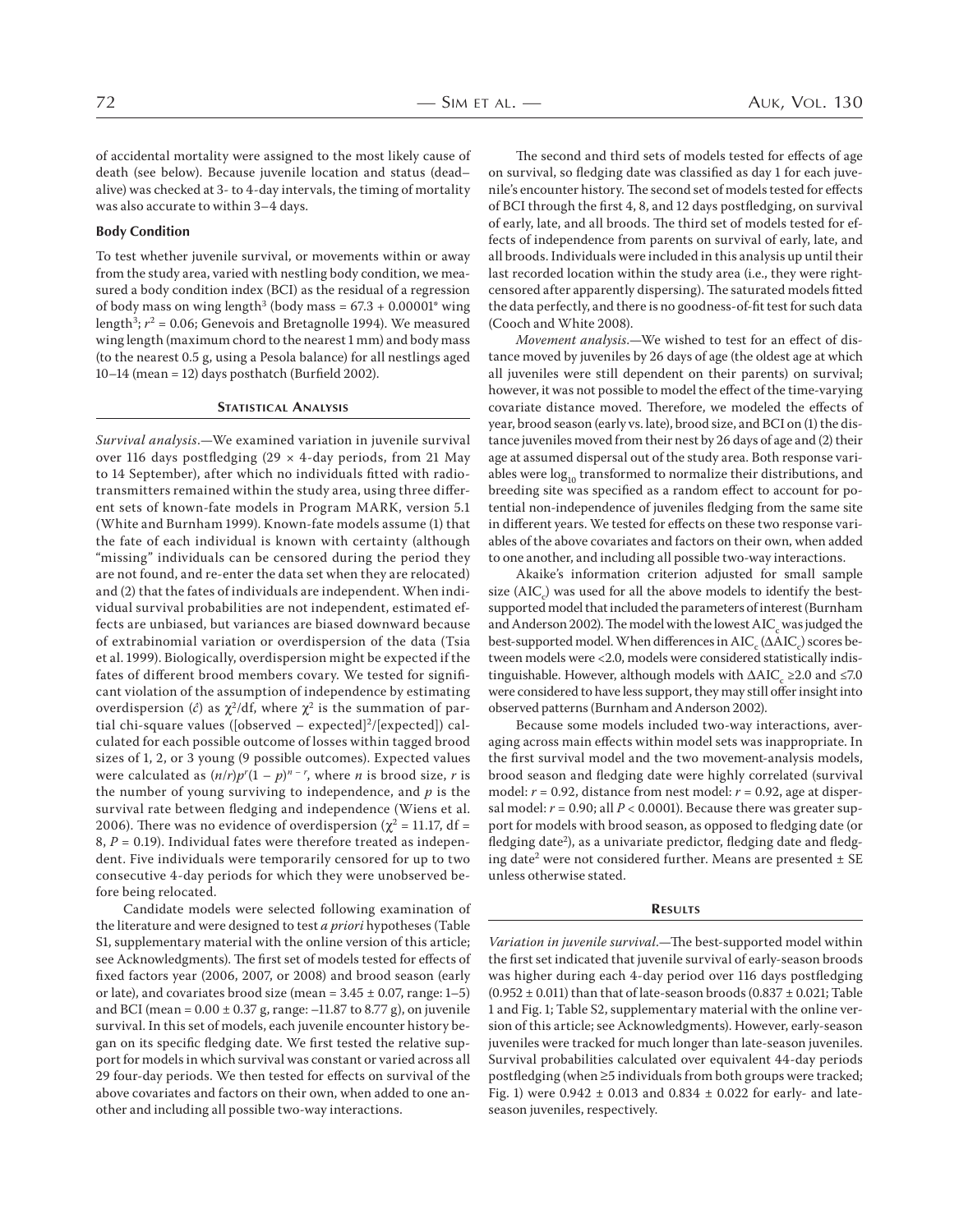of accidental mortality were assigned to the most likely cause of death (see below). Because juvenile location and status (dead–alive) was checked at 3- to 4-day intervals, the timing of mortality was also accurate to within 3–4 days.

### Body Condition

To test whether juvenile survival, or movements within or away from the study area, varied with nestling body condition, we measured a body condition index (BCI) as the residual of a regression of body mass on wing length$^3$ (body mass = 67.3 + 0.00001* wing length$^3$; $r^2$ = 0.06; Genevois and Bretagnolle 1994). We measured wing length (maximum chord to the nearest 1 mm) and body mass (to the nearest 0.5 g, using a Pesola balance) for all nestlings aged 10–14 (mean = 12) days posthatch (Burfield 2002).

## Statistical Analysis

*Survival analysis*.—We examined variation in juvenile survival over 116 days postfledging (29 × 4-day periods, from 21 May to 14 September), after which no individuals fitted with radio-transmitters remained within the study area, using three different sets of known-fate models in Program MARK, version 5.1 (White and Burnham 1999). Known-fate models assume (1) that the fate of each individual is known with certainty (although "missing" individuals can be censored during the period they are not found, and re-enter the data set when they are relocated) and (2) that the fates of individuals are independent. When individual survival probabilities are not independent, estimated effects are unbiased, but variances are biased downward because of extrabinomial variation or overdispersion of the data (Tsia et al. 1999). Biologically, overdispersion might be expected if the fates of different brood members covary. We tested for significant violation of the assumption of independence by estimating overdispersion ($\hat{c}$) as $\chi^2$/df, where $\chi^2$ is the summation of partial chi-square values ([observed – expected]$^2$/[expected]) calculated for each possible outcome of losses within tagged brood sizes of 1, 2, or 3 young (9 possible outcomes). Expected values were calculated as $(n/r)p^r(1-p)^{n-r}$, where $n$ is brood size, $r$ is the number of young surviving to independence, and $p$ is the survival rate between fledging and independence (Wiens et al. 2006). There was no evidence of overdispersion ($\chi^2$ = 11.17, df = 8, $P$ = 0.19). Individual fates were therefore treated as independent. Five individuals were temporarily censored for up to two consecutive 4-day periods for which they were unobserved before being relocated.

Candidate models were selected following examination of the literature and were designed to test *a priori* hypotheses (Table S1, supplementary material with the online version of this article; see Acknowledgments). The first set of models tested for effects of fixed factors year (2006, 2007, or 2008) and brood season (early or late), and covariates brood size (mean = 3.45 ± 0.07, range: 1–5) and BCI (mean = 0.00 ± 0.37 g, range: –11.87 to 8.77 g), on juvenile survival. In this set of models, each juvenile encounter history began on its specific fledging date. We first tested the relative support for models in which survival was constant or varied across all 29 four-day periods. We then tested for effects on survival of the above covariates and factors on their own, when added to one another and including all possible two-way interactions.

The second and third sets of models tested for effects of age on survival, so fledging date was classified as day 1 for each juvenile's encounter history. The second set of models tested for effects of BCI through the first 4, 8, and 12 days postfledging, on survival of early, late, and all broods. The third set of models tested for effects of independence from parents on survival of early, late, and all broods. Individuals were included in this analysis up until their last recorded location within the study area (i.e., they were right-censored after apparently dispersing). The saturated models fitted the data perfectly, and there is no goodness-of-fit test for such data (Cooch and White 2008).

*Movement analysis*.—We wished to test for an effect of distance moved by juveniles by 26 days of age (the oldest age at which all juveniles were still dependent on their parents) on survival; however, it was not possible to model the effect of the time-varying covariate distance moved. Therefore, we modeled the effects of year, brood season (early vs. late), brood size, and BCI on (1) the distance juveniles moved from their nest by 26 days of age and (2) their age at assumed dispersal out of the study area. Both response variables were $\log_{10}$ transformed to normalize their distributions, and breeding site was specified as a random effect to account for potential non-independence of juveniles fledging from the same site in different years. We tested for effects on these two response variables of the above covariates and factors on their own, when added to one another, and including all possible two-way interactions.

Akaike's information criterion adjusted for small sample size ($AIC_c$) was used for all the above models to identify the best-supported model that included the parameters of interest (Burnham and Anderson 2002). The model with the lowest $AIC_c$ was judged the best-supported model. When differences in $AIC_c$ ($\Delta AIC_c$) scores between models were <2.0, models were considered statistically indistinguishable. However, although models with $\Delta AIC_c \geq 2.0$ and $\leq 7.0$ were considered to have less support, they may still offer insight into observed patterns (Burnham and Anderson 2002).

Because some models included two-way interactions, averaging across main effects within model sets was inappropriate. In the first survival model and the two movement-analysis models, brood season and fledging date were highly correlated (survival model: $r$ = 0.92, distance from nest model: $r$ = 0.92, age at dispersal model: $r$ = 0.90; all $P$ < 0.0001). Because there was greater support for models with brood season, as opposed to fledging date (or fledging date$^2$), as a univariate predictor, fledging date and fledging date$^2$ were not considered further. Means are presented ± SE unless otherwise stated.

## Results

*Variation in juvenile survival*.—The best-supported model within the first set indicated that juvenile survival of early-season broods was higher during each 4-day period over 116 days postfledging (0.952 ± 0.011) than that of late-season broods (0.837 ± 0.021; Table 1 and Fig. 1; Table S2, supplementary material with the online version of this article; see Acknowledgments). However, early-season juveniles were tracked for much longer than late-season juveniles. Survival probabilities calculated over equivalent 44-day periods postfledging (when ≥5 individuals from both groups were tracked; Fig. 1) were 0.942 ± 0.013 and 0.834 ± 0.022 for early- and late-season juveniles, respectively.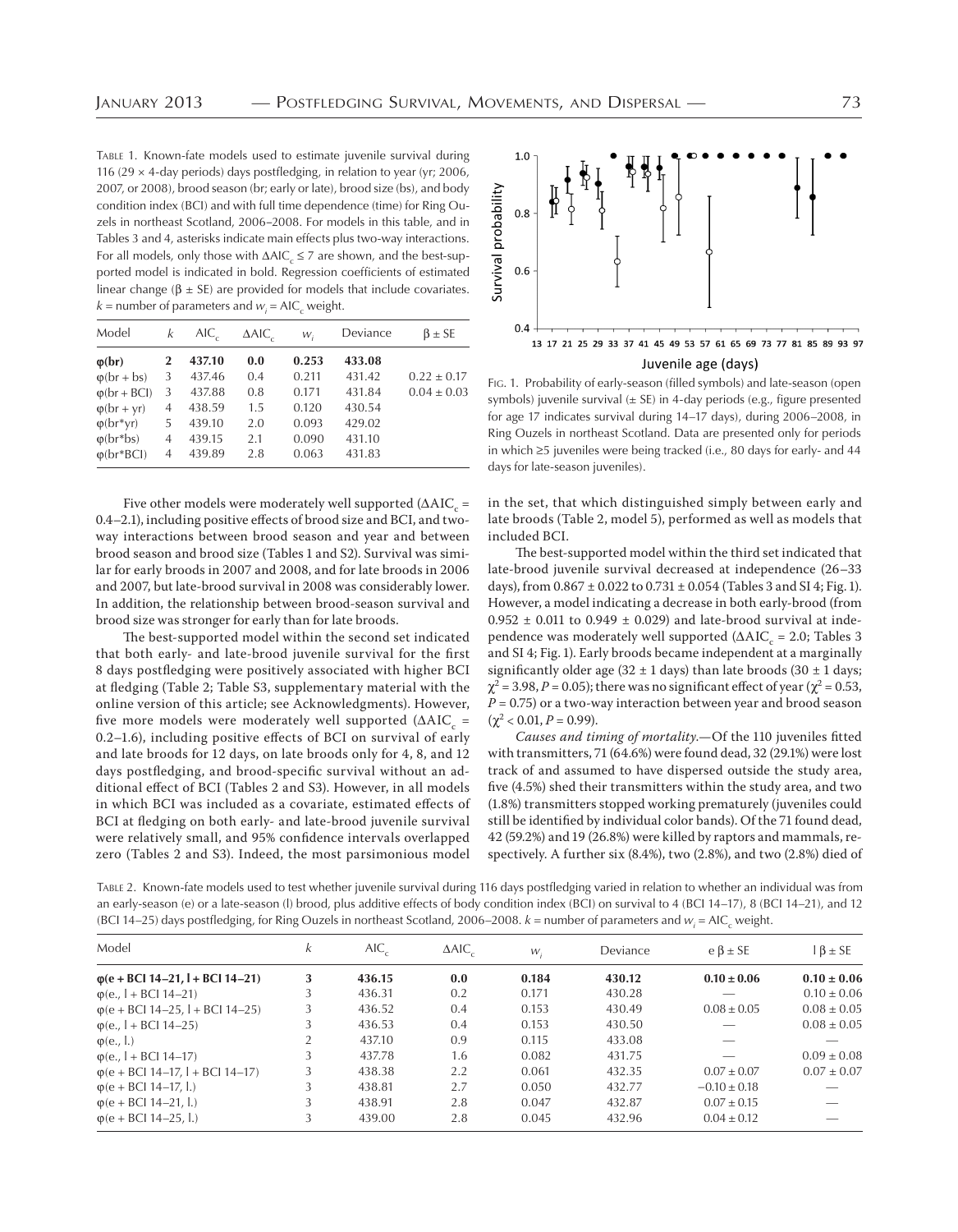Table 1. Known-fate models used to estimate juvenile survival during 116 (29 × 4-day periods) days postfledging, in relation to year (yr; 2006, 2007, or 2008), brood season (br; early or late), brood size (bs), and body condition index (BCI) and with full time dependence (time) for Ring Ouzels in northeast Scotland, 2006–2008. For models in this table, and in Tables 3 and 4, asterisks indicate main effects plus two-way interactions. For all models, only those with $\Delta AIC_c \leq 7$ are shown, and the best-supported model is indicated in bold. Regression coefficients of estimated linear change (β ± SE) are provided for models that include covariates. $k$ = number of parameters and $w_i$ = $AIC_c$ weight.

| Model | $k$ | $AIC_c$ | $\Delta AIC_c$ | $w_i$ | Deviance | β ± SE |
|---|---|---|---|---|---|---|
| **φ(br)** | **2** | **437.10** | **0.0** | **0.253** | **433.08** | |
| φ(br + bs) | 3 | 437.46 | 0.4 | 0.211 | 431.42 | 0.22 ± 0.17 |
| φ(br + BCI) | 3 | 437.88 | 0.8 | 0.171 | 431.84 | 0.04 ± 0.03 |
| φ(br + yr) | 4 | 438.59 | 1.5 | 0.120 | 430.54 | |
| φ(br*yr) | 5 | 439.10 | 2.0 | 0.093 | 429.02 | |
| φ(br*bs) | 4 | 439.15 | 2.1 | 0.090 | 431.10 | |
| φ(br*BCI) | 4 | 439.89 | 2.8 | 0.063 | 431.83 | |

Five other models were moderately well supported ($\Delta AIC_c$ = 0.4–2.1), including positive effects of brood size and BCI, and two-way interactions between brood season and year and between brood season and brood size (Tables 1 and S2). Survival was similar for early broods in 2007 and 2008, and for late broods in 2006 and 2007, but late-brood survival in 2008 was considerably lower. In addition, the relationship between brood-season survival and brood size was stronger for early than for late broods.

The best-supported model within the second set indicated that both early- and late-brood juvenile survival for the first 8 days postfledging were positively associated with higher BCI at fledging (Table 2; Table S3, supplementary material with the online version of this article; see Acknowledgments). However, five more models were moderately well supported ($\Delta AIC_c$ = 0.2–1.6), including positive effects of BCI on survival of early and late broods for 12 days, on late broods only for 4, 8, and 12 days postfledging, and brood-specific survival without an additional effect of BCI (Tables 2 and S3). However, in all models in which BCI was included as a covariate, estimated effects of BCI at fledging on both early- and late-brood juvenile survival were relatively small, and 95% confidence intervals overlapped zero (Tables 2 and S3). Indeed, the most parsimonious model in the set, that which distinguished simply between early and late broods (Table 2, model 5), performed as well as models that included BCI.

Fig. 1. Probability of early-season (filled symbols) and late-season (open symbols) juvenile survival (± SE) in 4-day periods (e.g., figure presented for age 17 indicates survival during 14–17 days), during 2006–2008, in Ring Ouzels in northeast Scotland. Data are presented only for periods in which ≥5 juveniles were being tracked (i.e., 80 days for early- and 44 days for late-season juveniles).

The best-supported model within the third set indicated that late-brood juvenile survival decreased at independence (26–33 days), from 0.867 ± 0.022 to 0.731 ± 0.054 (Tables 3 and SI 4; Fig. 1). However, a model indicating a decrease in both early-brood (from 0.952 ± 0.011 to 0.949 ± 0.029) and late-brood survival at independence was moderately well supported ($\Delta AIC_c$ = 2.0; Tables 3 and SI 4; Fig. 1). Early broods became independent at a marginally significantly older age (32 ± 1 days) than late broods (30 ± 1 days; $\chi^2 = 3.98$, $P = 0.05$); there was no significant effect of year ($\chi^2 = 0.53$, $P = 0.75$) or a two-way interaction between year and brood season ($\chi^2 < 0.01$, $P = 0.99$).

*Causes and timing of mortality*.—Of the 110 juveniles fitted with transmitters, 71 (64.6%) were found dead, 32 (29.1%) were lost track of and assumed to have dispersed outside the study area, five (4.5%) shed their transmitters within the study area, and two (1.8%) transmitters stopped working prematurely (juveniles could still be identified by individual color bands). Of the 71 found dead, 42 (59.2%) and 19 (26.8%) were killed by raptors and mammals, respectively. A further six (8.4%), two (2.8%), and two (2.8%) died of

Table 2. Known-fate models used to test whether juvenile survival during 116 days postfledging varied in relation to whether an individual was from an early-season (e) or a late-season (l) brood, plus additive effects of body condition index (BCI) on survival to 4 (BCI 14–17), 8 (BCI 14–21), and 12 (BCI 14–25) days postfledging, for Ring Ouzels in northeast Scotland, 2006–2008. $k$ = number of parameters and $w_i$ = $AIC_c$ weight.

| Model | $k$ | $AIC_c$ | $\Delta AIC_c$ | $w_i$ | Deviance | e β ± SE | l β ± SE |
|---|---|---|---|---|---|---|---|
| **φ(e + BCI 14–21, l + BCI 14–21)** | **3** | **436.15** | **0.0** | **0.184** | **430.12** | **0.10 ± 0.06** | **0.10 ± 0.06** |
| φ(e., l + BCI 14–21) | 3 | 436.31 | 0.2 | 0.171 | 430.28 | — | 0.10 ± 0.06 |
| φ(e + BCI 14–25, l + BCI 14–25) | 3 | 436.52 | 0.4 | 0.153 | 430.49 | 0.08 ± 0.05 | 0.08 ± 0.05 |
| φ(e., l + BCI 14–25) | 3 | 436.53 | 0.4 | 0.153 | 430.50 | — | 0.08 ± 0.05 |
| φ(e., l.) | 2 | 437.10 | 0.9 | 0.115 | 433.08 | — | — |
| φ(e., l + BCI 14–17) | 3 | 437.78 | 1.6 | 0.082 | 431.75 | — | 0.09 ± 0.08 |
| φ(e + BCI 14–17, l + BCI 14–17) | 3 | 438.38 | 2.2 | 0.061 | 432.35 | 0.07 ± 0.07 | 0.07 ± 0.07 |
| φ(e + BCI 14–17, l.) | 3 | 438.81 | 2.7 | 0.050 | 432.77 | −0.10 ± 0.18 | — |
| φ(e + BCI 14–21, l.) | 3 | 438.91 | 2.8 | 0.047 | 432.87 | 0.07 ± 0.15 | — |
| φ(e + BCI 14–25, l.) | 3 | 439.00 | 2.8 | 0.045 | 432.96 | 0.04 ± 0.12 | — |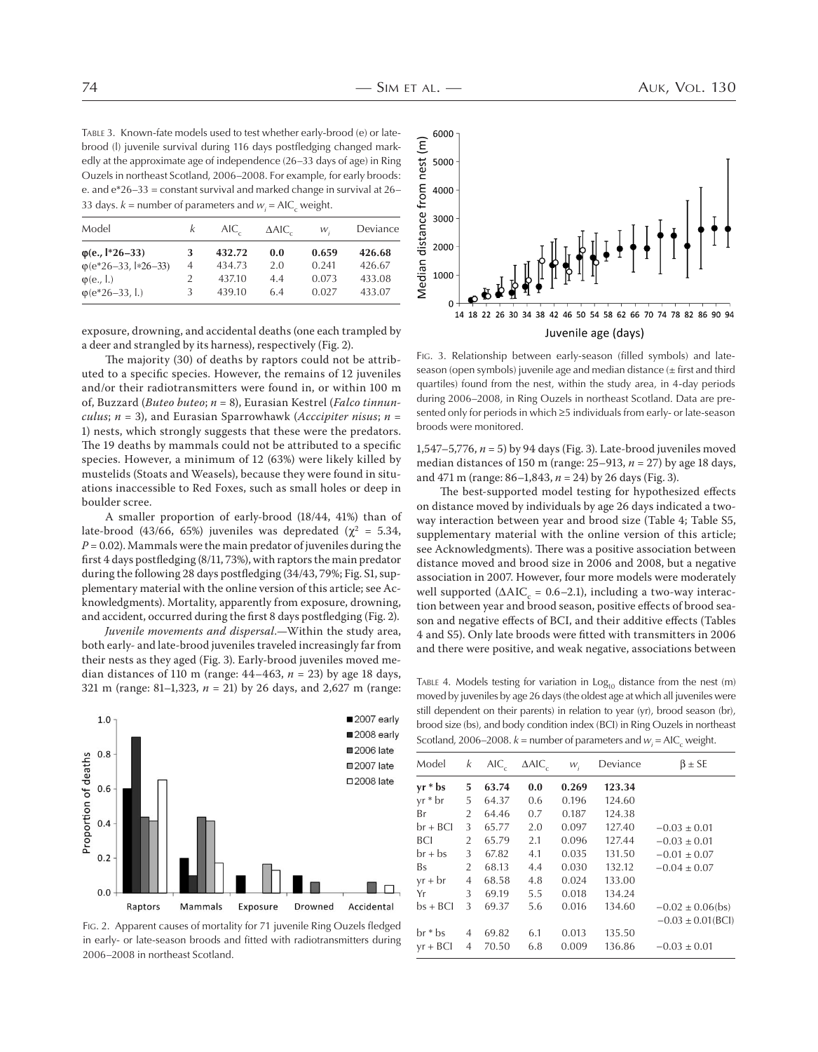TABLE 3. Known-fate models used to test whether early-brood (e) or late-brood (l) juvenile survival during 116 days postfledging changed markedly at the approximate age of independence (26–33 days of age) in Ring Ouzels in northeast Scotland, 2006–2008. For example, for early broods: e. and e*26–33 = constant survival and marked change in survival at 26–33 days. $k$ = number of parameters and $w_i$ = AIC$_c$ weight.

| Model | $k$ | AIC$_c$ | ΔAIC$_c$ | $w_i$ | Deviance |
|---|---|---|---|---|---|
| **φ(e., l*26–33)** | **3** | **432.72** | **0.0** | **0.659** | **426.68** |
| φ(e*26–33, l*26–33) | 4 | 434.73 | 2.0 | 0.241 | 426.67 |
| φ(e., l.) | 2 | 437.10 | 4.4 | 0.073 | 433.08 |
| φ(e*26–33, l.) | 3 | 439.10 | 6.4 | 0.027 | 433.07 |

exposure, drowning, and accidental deaths (one each trampled by a deer and strangled by its harness), respectively (Fig. 2).

The majority (30) of deaths by raptors could not be attributed to a specific species. However, the remains of 12 juveniles and/or their radiotransmitters were found in, or within 100 m of, Buzzard (*Buteo buteo*; $n$ = 8), Eurasian Kestrel (*Falco tinnunculus*; $n$ = 3), and Eurasian Sparrowhawk (*Acccipiter nisus*; $n$ = 1) nests, which strongly suggests that these were the predators. The 19 deaths by mammals could not be attributed to a specific species. However, a minimum of 12 (63%) were likely killed by mustelids (Stoats and Weasels), because they were found in situations inaccessible to Red Foxes, such as small holes or deep in boulder scree.

A smaller proportion of early-brood (18/44, 41%) than of late-brood (43/66, 65%) juveniles was depredated ($\chi^2$ = 5.34, $P$ = 0.02). Mammals were the main predator of juveniles during the first 4 days postfledging (8/11, 73%), with raptors the main predator during the following 28 days postfledging (34/43, 79%; Fig. S1, supplementary material with the online version of this article; see Acknowledgments). Mortality, apparently from exposure, drowning, and accident, occurred during the first 8 days postfledging (Fig. 2).

*Juvenile movements and dispersal*.—Within the study area, both early- and late-brood juveniles traveled increasingly far from their nests as they aged (Fig. 3). Early-brood juveniles moved median distances of 110 m (range: 44–463, $n$ = 23) by age 18 days, 321 m (range: 81–1,323, $n$ = 21) by 26 days, and 2,627 m (range: 1,547–5,776, $n$ = 5) by 94 days (Fig. 3). Late-brood juveniles moved median distances of 150 m (range: 25–913, $n$ = 27) by age 18 days, and 471 m (range: 86–1,843, $n$ = 24) by 26 days (Fig. 3).

FIG. 2. Apparent causes of mortality for 71 juvenile Ring Ouzels fledged in early- or late-season broods and fitted with radiotransmitters during 2006–2008 in northeast Scotland.

FIG. 3. Relationship between early-season (filled symbols) and late-season (open symbols) juvenile age and median distance (± first and third quartiles) found from the nest, within the study area, in 4-day periods during 2006–2008, in Ring Ouzels in northeast Scotland. Data are presented only for periods in which ≥5 individuals from early- or late-season broods were monitored.

The best-supported model testing for hypothesized effects on distance moved by individuals by age 26 days indicated a two-way interaction between year and brood size (Table 4; Table S5, supplementary material with the online version of this article; see Acknowledgments). There was a positive association between distance moved and brood size in 2006 and 2008, but a negative association in 2007. However, four more models were moderately well supported (ΔAIC$_c$ = 0.6–2.1), including a two-way interaction between year and brood season, positive effects of brood season and negative effects of BCI, and their additive effects (Tables 4 and S5). Only late broods were fitted with transmitters in 2006 and there were positive, and weak negative, associations between

TABLE 4. Models testing for variation in Log$_{10}$ distance from the nest (m) moved by juveniles by age 26 days (the oldest age at which all juveniles were still dependent on their parents) in relation to year (yr), brood season (br), brood size (bs), and body condition index (BCI) in Ring Ouzels in northeast Scotland, 2006–2008. $k$ = number of parameters and $w_i$ = AIC$_c$ weight.

| Model | $k$ | AIC$_c$ | ΔAIC$_c$ | $w_i$ | Deviance | β ± SE |
|---|---|---|---|---|---|---|
| **yr * bs** | **5** | **63.74** | **0.0** | **0.269** | **123.34** | |
| yr * br | 5 | 64.37 | 0.6 | 0.196 | 124.60 | |
| Br | 2 | 64.46 | 0.7 | 0.187 | 124.38 | |
| br + BCI | 3 | 65.77 | 2.0 | 0.097 | 127.40 | −0.03 ± 0.01 |
| BCI | 2 | 65.79 | 2.1 | 0.096 | 127.44 | −0.03 ± 0.01 |
| br + bs | 3 | 67.82 | 4.1 | 0.035 | 131.50 | −0.01 ± 0.07 |
| Bs | 2 | 68.13 | 4.4 | 0.030 | 132.12 | −0.04 ± 0.07 |
| yr + br | 4 | 68.58 | 4.8 | 0.024 | 133.00 | |
| Yr | 3 | 69.19 | 5.5 | 0.018 | 134.24 | |
| bs + BCI | 3 | 69.37 | 5.6 | 0.016 | 134.60 | −0.02 ± 0.06(bs) −0.03 ± 0.01(BCI) |
| br * bs | 4 | 69.82 | 6.1 | 0.013 | 135.50 | |
| yr + BCI | 4 | 70.50 | 6.8 | 0.009 | 136.86 | −0.03 ± 0.01 |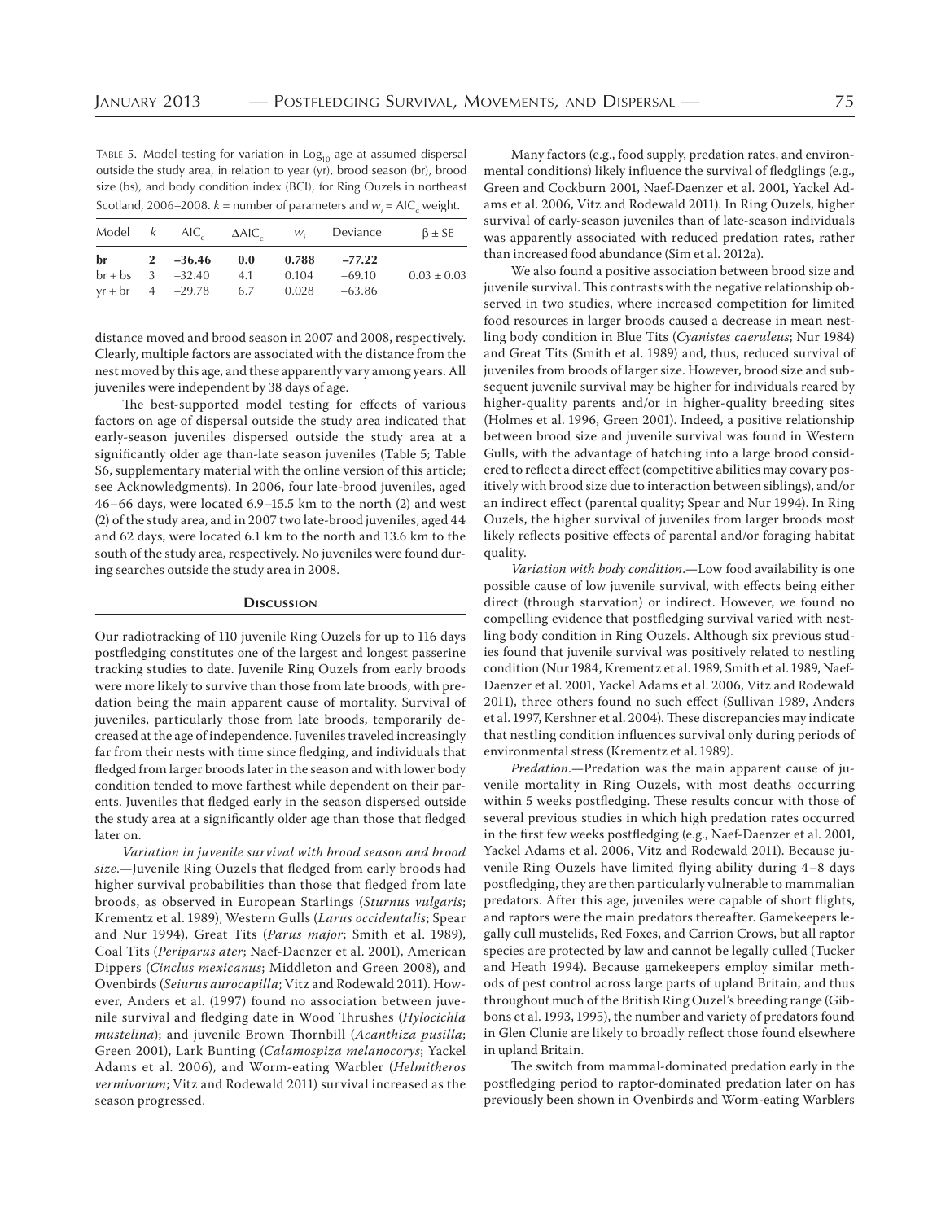TABLE 5. Model testing for variation in $\text{Log}_{10}$ age at assumed dispersal outside the study area, in relation to year (yr), brood season (br), brood size (bs), and body condition index (BCI), for Ring Ouzels in northeast Scotland, 2006–2008. $k$ = number of parameters and $w_i$ = $\text{AIC}_c$ weight.

| Model | $k$ | $\text{AIC}_c$ | $\Delta\text{AIC}_c$ | $w_i$ | Deviance | $\beta \pm \text{SE}$ |
|---|---|---|---|---|---|---|
| **br** | **2** | **–36.46** | **0.0** | **0.788** | **–77.22** | |
| br + bs | 3 | –32.40 | 4.1 | 0.104 | –69.10 | 0.03 ± 0.03 |
| yr + br | 4 | –29.78 | 6.7 | 0.028 | –63.86 | |

distance moved and brood season in 2007 and 2008, respectively. Clearly, multiple factors are associated with the distance from the nest moved by this age, and these apparently vary among years. All juveniles were independent by 38 days of age.

The best-supported model testing for effects of various factors on age of dispersal outside the study area indicated that early-season juveniles dispersed outside the study area at a significantly older age than late season juveniles (Table 5; Table S6, supplementary material with the online version of this article; see Acknowledgments). In 2006, four late-brood juveniles, aged 46–66 days, were located 6.9–15.5 km to the north (2) and west (2) of the study area, and in 2007 two late-brood juveniles, aged 44 and 62 days, were located 6.1 km to the north and 13.6 km to the south of the study area, respectively. No juveniles were found during searches outside the study area in 2008.

## DISCUSSION

Our radiotracking of 110 juvenile Ring Ouzels for up to 116 days postfledging constitutes one of the largest and longest passerine tracking studies to date. Juvenile Ring Ouzels from early broods were more likely to survive than those from late broods, with predation being the main apparent cause of mortality. Survival of juveniles, particularly those from late broods, temporarily decreased at the age of independence. Juveniles traveled increasingly far from their nests with time since fledging, and individuals that fledged from larger broods later in the season and with lower body condition tended to move farthest while dependent on their parents. Juveniles that fledged early in the season dispersed outside the study area at a significantly older age than those that fledged later on.

*Variation in juvenile survival with brood season and brood size.*—Juvenile Ring Ouzels that fledged from early broods had higher survival probabilities than those that fledged from late broods, as observed in European Starlings (*Sturnus vulgaris*; Krementz et al. 1989), Western Gulls (*Larus occidentalis*; Spear and Nur 1994), Great Tits (*Parus major*; Smith et al. 1989), Coal Tits (*Periparus ater*; Naef-Daenzer et al. 2001), American Dippers (*Cinclus mexicanus*; Middleton and Green 2008), and Ovenbirds (*Seiurus aurocapilla*; Vitz and Rodewald 2011). However, Anders et al. (1997) found no association between juvenile survival and fledging date in Wood Thrushes (*Hylocichla mustelina*); and juvenile Brown Thornbill (*Acanthiza pusilla*; Green 2001), Lark Bunting (*Calamospiza melanocorys*; Yackel Adams et al. 2006), and Worm-eating Warbler (*Helmitheros vermivorum*; Vitz and Rodewald 2011) survival increased as the season progressed.

Many factors (e.g., food supply, predation rates, and environmental conditions) likely influence the survival of fledglings (e.g., Green and Cockburn 2001, Naef-Daenzer et al. 2001, Yackel Adams et al. 2006, Vitz and Rodewald 2011). In Ring Ouzels, higher survival of early-season juveniles than of late-season individuals was apparently associated with reduced predation rates, rather than increased food abundance (Sim et al. 2012a).

We also found a positive association between brood size and juvenile survival. This contrasts with the negative relationship observed in two studies, where increased competition for limited food resources in larger broods caused a decrease in mean nestling body condition in Blue Tits (*Cyanistes caeruleus*; Nur 1984) and Great Tits (Smith et al. 1989) and, thus, reduced survival of juveniles from broods of larger size. However, brood size and subsequent juvenile survival may be higher for individuals reared by higher-quality parents and/or in higher-quality breeding sites (Holmes et al. 1996, Green 2001). Indeed, a positive relationship between brood size and juvenile survival was found in Western Gulls, with the advantage of hatching into a large brood considered to reflect a direct effect (competitive abilities may covary positively with brood size due to interaction between siblings), and/or an indirect effect (parental quality; Spear and Nur 1994). In Ring Ouzels, the higher survival of juveniles from larger broods most likely reflects positive effects of parental and/or foraging habitat quality.

*Variation with body condition.*—Low food availability is one possible cause of low juvenile survival, with effects being either direct (through starvation) or indirect. However, we found no compelling evidence that postfledging survival varied with nestling body condition in Ring Ouzels. Although six previous studies found that juvenile survival was positively related to nestling condition (Nur 1984, Krementz et al. 1989, Smith et al. 1989, Naef-Daenzer et al. 2001, Yackel Adams et al. 2006, Vitz and Rodewald 2011), three others found no such effect (Sullivan 1989, Anders et al. 1997, Kershner et al. 2004). These discrepancies may indicate that nestling condition influences survival only during periods of environmental stress (Krementz et al. 1989).

*Predation.*—Predation was the main apparent cause of juvenile mortality in Ring Ouzels, with most deaths occurring within 5 weeks postfledging. These results concur with those of several previous studies in which high predation rates occurred in the first few weeks postfledging (e.g., Naef-Daenzer et al. 2001, Yackel Adams et al. 2006, Vitz and Rodewald 2011). Because juvenile Ring Ouzels have limited flying ability during 4–8 days postfledging, they are then particularly vulnerable to mammalian predators. After this age, juveniles were capable of short flights, and raptors were the main predators thereafter. Gamekeepers legally cull mustelids, Red Foxes, and Carrion Crows, but all raptor species are protected by law and cannot be legally culled (Tucker and Heath 1994). Because gamekeepers employ similar methods of pest control across large parts of upland Britain, and thus throughout much of the British Ring Ouzel's breeding range (Gibbons et al. 1993, 1995), the number and variety of predators found in Glen Clunie are likely to broadly reflect those found elsewhere in upland Britain.

The switch from mammal-dominated predation early in the postfledging period to raptor-dominated predation later on has previously been shown in Ovenbirds and Worm-eating Warblers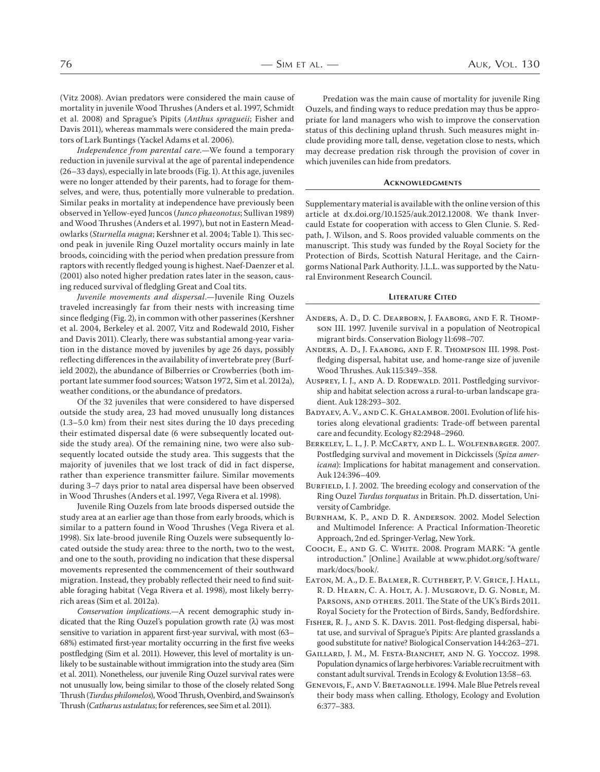(Vitz 2008). Avian predators were considered the main cause of mortality in juvenile Wood Thrushes (Anders et al. 1997, Schmidt et al. 2008) and Sprague's Pipits (*Anthus spragueii*; Fisher and Davis 2011), whereas mammals were considered the main predators of Lark Buntings (Yackel Adams et al. 2006).

*Independence from parental care.*—We found a temporary reduction in juvenile survival at the age of parental independence (26–33 days), especially in late broods (Fig. 1). At this age, juveniles were no longer attended by their parents, had to forage for themselves, and were, thus, potentially more vulnerable to predation. Similar peaks in mortality at independence have previously been observed in Yellow-eyed Juncos (*Junco phaeonotus*; Sullivan 1989) and Wood Thrushes (Anders et al. 1997), but not in Eastern Meadowlarks (*Sturnella magna*; Kershner et al. 2004; Table 1). This second peak in juvenile Ring Ouzel mortality occurs mainly in late broods, coinciding with the period when predation pressure from raptors with recently fledged young is highest. Naef-Daenzer et al. (2001) also noted higher predation rates later in the season, causing reduced survival of fledgling Great and Coal tits.

*Juvenile movements and dispersal.*—Juvenile Ring Ouzels traveled increasingly far from their nests with increasing time since fledging (Fig. 2), in common with other passerines (Kershner et al. 2004, Berkeley et al. 2007, Vitz and Rodewald 2010, Fisher and Davis 2011). Clearly, there was substantial among-year variation in the distance moved by juveniles by age 26 days, possibly reflecting differences in the availability of invertebrate prey (Burfield 2002), the abundance of Bilberries or Crowberries (both important late summer food sources; Watson 1972, Sim et al. 2012a), weather conditions, or the abundance of predators.

Of the 32 juveniles that were considered to have dispersed outside the study area, 23 had moved unusually long distances (1.3–5.0 km) from their nest sites during the 10 days preceding their estimated dispersal date (6 were subsequently located outside the study area). Of the remaining nine, two were also subsequently located outside the study area. This suggests that the majority of juveniles that we lost track of did in fact disperse, rather than experience transmitter failure. Similar movements during 3–7 days prior to natal area dispersal have been observed in Wood Thrushes (Anders et al. 1997, Vega Rivera et al. 1998).

Juvenile Ring Ouzels from late broods dispersed outside the study area at an earlier age than those from early broods, which is similar to a pattern found in Wood Thrushes (Vega Rivera et al. 1998). Six late-brood juvenile Ring Ouzels were subsequently located outside the study area: three to the north, two to the west, and one to the south, providing no indication that these dispersal movements represented the commencement of their southward migration. Instead, they probably reflected their need to find suitable foraging habitat (Vega Rivera et al. 1998), most likely berry-rich areas (Sim et al. 2012a).

*Conservation implications.*—A recent demographic study indicated that the Ring Ouzel's population growth rate (λ) was most sensitive to variation in apparent first-year survival, with most (63–68%) estimated first-year mortality occurring in the first five weeks postfledging (Sim et al. 2011). However, this level of mortality is unlikely to be sustainable without immigration into the study area (Sim et al. 2011). Nonetheless, our juvenile Ring Ouzel survival rates were not unusually low, being similar to those of the closely related Song Thrush (*Turdus philomelos*), Wood Thrush, Ovenbird, and Swainson's Thrush (*Catharus ustulatus*; for references, see Sim et al. 2011).

Predation was the main cause of mortality for juvenile Ring Ouzels, and finding ways to reduce predation may thus be appropriate for land managers who wish to improve the conservation status of this declining upland thrush. Such measures might include providing more tall, dense, vegetation close to nests, which may decrease predation risk through the provision of cover in which juveniles can hide from predators.

## Acknowledgments

Supplementary material is available with the online version of this article at dx.doi.org/10.1525/auk.2012.12008. We thank Invercauld Estate for cooperation with access to Glen Clunie. S. Redpath, J. Wilson, and S. Roos provided valuable comments on the manuscript. This study was funded by the Royal Society for the Protection of Birds, Scottish Natural Heritage, and the Cairngorms National Park Authority. J.L.L. was supported by the Natural Environment Research Council.

## Literature Cited

Anders, A. D., D. C. Dearborn, J. Faaborg, and F. R. Thompson III. 1997. Juvenile survival in a population of Neotropical migrant birds. Conservation Biology 11:698–707.

Anders, A. D., J. Faaborg, and F. R. Thompson III. 1998. Postfledging dispersal, habitat use, and home-range size of juvenile Wood Thrushes. Auk 115:349–358.

Ausprey, I. J., and A. D. Rodewald. 2011. Postfledging survivorship and habitat selection across a rural-to-urban landscape gradient. Auk 128:293–302.

Badyaev, A. V., and C. K. Ghalambor. 2001. Evolution of life histories along elevational gradients: Trade-off between parental care and fecundity. Ecology 82:2948–2960.

Berkeley, L. I., J. P. McCarty, and L. L. Wolfenbarger. 2007. Postfledging survival and movement in Dickcissels (*Spiza americana*): Implications for habitat management and conservation. Auk 124:396–409.

Burfield, I. J. 2002. The breeding ecology and conservation of the Ring Ouzel *Turdus torquatus* in Britain. Ph.D. dissertation, University of Cambridge.

Burnham, K. P., and D. R. Anderson. 2002. Model Selection and Multimodel Inference: A Practical Information-Theoretic Approach, 2nd ed. Springer-Verlag, New York.

Cooch, E., and G. C. White. 2008. Program MARK: "A gentle introduction." [Online.] Available at www.phidot.org/software/mark/docs/book/.

Eaton, M. A., D. E. Balmer, R. Cuthbert, P. V. Grice, J. Hall, R. D. Hearn, C. A. Holt, A. J. Musgrove, D. G. Noble, M. Parsons, and others. 2011. The State of the UK's Birds 2011. Royal Society for the Protection of Birds, Sandy, Bedfordshire.

Fisher, R. J., and S. K. Davis. 2011. Post-fledging dispersal, habitat use, and survival of Sprague's Pipits: Are planted grasslands a good substitute for native? Biological Conservation 144:263–271.

Gaillard, J. M., M. Festa-Bianchet, and N. G. Yoccoz. 1998. Population dynamics of large herbivores: Variable recruitment with constant adult survival. Trends in Ecology & Evolution 13:58–63.

Genevois, F., and V. Bretagnolle. 1994. Male Blue Petrels reveal their body mass when calling. Ethology, Ecology and Evolution 6:377–383.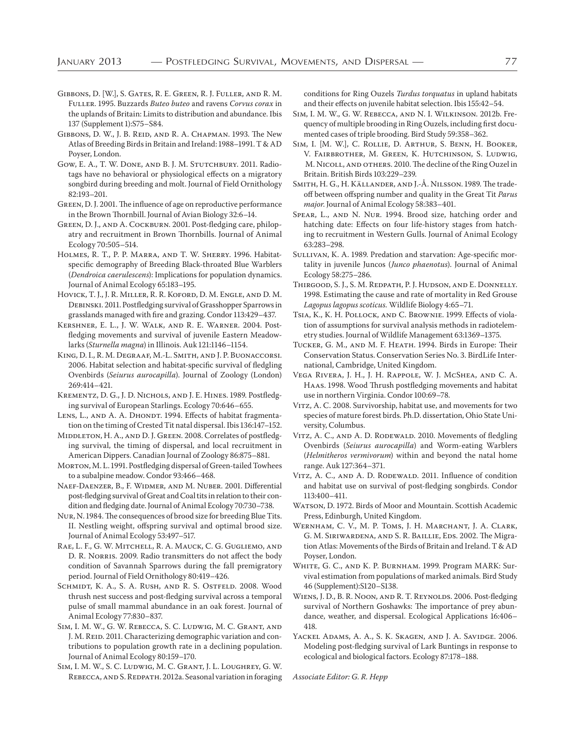Gibbons, D. [W.], S. Gates, R. E. Green, R. J. Fuller, and R. M. Fuller. 1995. Buzzards *Buteo buteo* and ravens *Corvus corax* in the uplands of Britain: Limits to distribution and abundance. Ibis 137 (Supplement 1):S75–S84.

Gibbons, D. W., J. B. Reid, and R. A. Chapman. 1993. The New Atlas of Breeding Birds in Britain and Ireland: 1988–1991. T & AD Poyser, London.

Gow, E. A., T. W. Done, and B. J. M. Stutchbury. 2011. Radio-tags have no behavioral or physiological effects on a migratory songbird during breeding and molt. Journal of Field Ornithology 82:193–201.

Green, D. J. 2001. The influence of age on reproductive performance in the Brown Thornbill. Journal of Avian Biology 32:6–14.

Green, D. J., and A. Cockburn. 2001. Post-fledging care, philopatry and recruitment in Brown Thornbills. Journal of Animal Ecology 70:505–514.

Holmes, R. T., P. P. Marra, and T. W. Sherry. 1996. Habitat-specific demography of Breeding Black-throated Blue Warblers (*Dendroica caerulescens*): Implications for population dynamics. Journal of Animal Ecology 65:183–195.

Hovick, T. J., J. R. Miller, R. R. Koford, D. M. Engle, and D. M. Debinski. 2011. Postfledging survival of Grasshopper Sparrows in grasslands managed with fire and grazing. Condor 113:429–437.

Kershner, E. L., J. W. Walk, and R. E. Warner. 2004. Post-fledging movements and survival of juvenile Eastern Meadowlarks (*Sturnella magna*) in Illinois. Auk 121:1146–1154.

King, D. I., R. M. Degraaf, M.-L. Smith, and J. P. Buonaccorsi. 2006. Habitat selection and habitat-specific survival of fledgling Ovenbirds (*Seiurus aurocapilla*). Journal of Zoology (London) 269:414–421.

Krementz, D. G., J. D. Nichols, and J. E. Hines. 1989. Postfledging survival of European Starlings. Ecology 70:646–655.

Lens, L., and A. A. Dhondt. 1994. Effects of habitat fragmentation on the timing of Crested Tit natal dispersal. Ibis 136:147–152.

Middleton, H. A., and D. J. Green. 2008. Correlates of postfledging survival, the timing of dispersal, and local recruitment in American Dippers. Canadian Journal of Zoology 86:875–881.

Morton, M. L. 1991. Postfledging dispersal of Green-tailed Towhees to a subalpine meadow. Condor 93:466–468.

Naef-Daenzer, B., F. Widmer, and M. Nuber. 2001. Differential post-fledging survival of Great and Coal tits in relation to their condition and fledging date. Journal of Animal Ecology 70:730–738.

Nur, N. 1984. The consequences of brood size for breeding Blue Tits. II. Nestling weight, offspring survival and optimal brood size. Journal of Animal Ecology 53:497–517.

Rae, L. F., G. W. Mitchell, R. A. Mauck, C. G. Gugliemo, and D. R. Norris. 2009. Radio transmitters do not affect the body condition of Savannah Sparrows during the fall premigratory period. Journal of Field Ornithology 80:419–426.

Schmidt, K. A., S. A. Rush, and R. S. Ostfeld. 2008. Wood thrush nest success and post-fledging survival across a temporal pulse of small mammal abundance in an oak forest. Journal of Animal Ecology 77:830–837.

Sim, I. M. W., G. W. Rebecca, S. C. Ludwig, M. C. Grant, and J. M. Reid. 2011. Characterizing demographic variation and contributions to population growth rate in a declining population. Journal of Animal Ecology 80:159–170.

Sim, I. M. W., S. C. Ludwig, M. C. Grant, J. L. Loughrey, G. W. Rebecca, and S. Redpath. 2012a. Seasonal variation in foraging conditions for Ring Ouzels *Turdus torquatus* in upland habitats and their effects on juvenile habitat selection. Ibis 155:42–54.

Sim, I. M. W., G. W. Rebecca, and N. I. Wilkinson. 2012b. Frequency of multiple brooding in Ring Ouzels, including first documented cases of triple brooding. Bird Study 59:358–362.

Sim, I. [M. W.], C. Rollie, D. Arthur, S. Benn, H. Booker, V. Fairbrother, M. Green, K. Hutchinson, S. Ludwig, M. Nicoll, and others. 2010. The decline of the Ring Ouzel in Britain. British Birds 103:229–239.

Smith, H. G., H. Källander, and J.-Å. Nilsson. 1989. The trade-off between offspring number and quality in the Great Tit *Parus major*. Journal of Animal Ecology 58:383–401.

Spear, L., and N. Nur. 1994. Brood size, hatching order and hatching date: Effects on four life-history stages from hatching to recruitment in Western Gulls. Journal of Animal Ecology 63:283–298.

Sullivan, K. A. 1989. Predation and starvation: Age-specific mortality in juvenile Juncos (*Junco phaenotus*). Journal of Animal Ecology 58:275–286.

Thirgood, S. J., S. M. Redpath, P. J. Hudson, and E. Donnelly. 1998. Estimating the cause and rate of mortality in Red Grouse *Lagopus lagopus scoticus.* Wildlife Biology 4:65–71.

Tsia, K., K. H. Pollock, and C. Brownie. 1999. Effects of violation of assumptions for survival analysis methods in radiotelemetry studies. Journal of Wildlife Management 63:1369–1375.

Tucker, G. M., and M. F. Heath. 1994. Birds in Europe: Their Conservation Status. Conservation Series No. 3. BirdLife International, Cambridge, United Kingdom.

Vega Rivera, J. H., J. H. Rappole, W. J. McShea, and C. A. Haas. 1998. Wood Thrush postfledging movements and habitat use in northern Virginia. Condor 100:69–78.

Vitz, A. C. 2008. Survivorship, habitat use, and movements for two species of mature forest birds. Ph.D. dissertation, Ohio State University, Columbus.

Vitz, A. C., and A. D. Rodewald. 2010. Movements of fledgling Ovenbirds (*Seiurus aurocapilla*) and Worm-eating Warblers (*Helmitheros vermivorum*) within and beyond the natal home range. Auk 127:364–371.

Vitz, A. C., and A. D. Rodewald. 2011. Influence of condition and habitat use on survival of post-fledging songbirds. Condor 113:400–411.

Watson, D. 1972. Birds of Moor and Mountain. Scottish Academic Press, Edinburgh, United Kingdom.

Wernham, C. V., M. P. Toms, J. H. Marchant, J. A. Clark, G. M. Siriwardena, and S. R. Baillie, Eds. 2002. The Migration Atlas: Movements of the Birds of Britain and Ireland. T & AD Poyser, London.

White, G. C., and K. P. Burnham. 1999. Program MARK: Survival estimation from populations of marked animals. Bird Study 46 (Supplement):S120–S138.

Wiens, J. D., B. R. Noon, and R. T. Reynolds. 2006. Post-fledging survival of Northern Goshawks: The importance of prey abundance, weather, and dispersal. Ecological Applications 16:406–418.

Yackel Adams, A. A., S. K. Skagen, and J. A. Savidge. 2006. Modeling post-fledging survival of Lark Buntings in response to ecological and biological factors. Ecology 87:178–188.

*Associate Editor: G. R. Hepp*